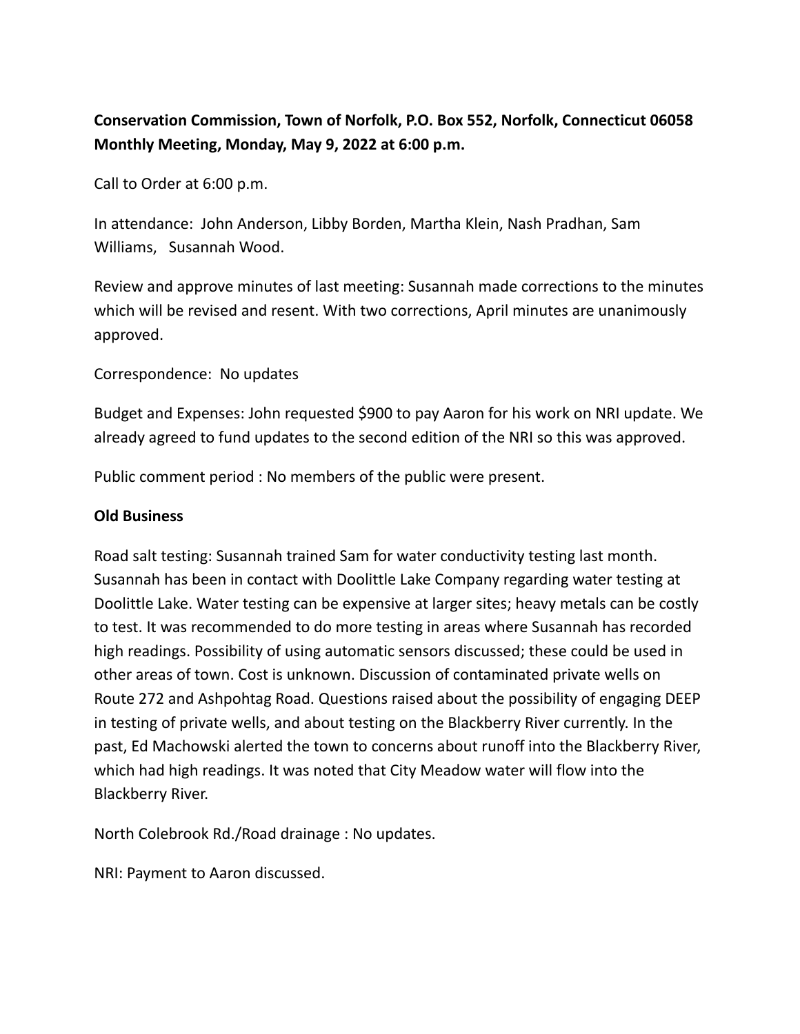**Conservation Commission, Town of Norfolk, P.O. Box 552, Norfolk, Connecticut 06058**
**Monthly Meeting, Monday, May 9, 2022 at 6:00 p.m.**

Call to Order at 6:00 p.m.

In attendance: John Anderson, Libby Borden, Martha Klein, Nash Pradhan, Sam Williams, Susannah Wood.

Review and approve minutes of last meeting: Susannah made corrections to the minutes which will be revised and resent. With two corrections, April minutes are unanimously approved.

Correspondence: No updates

Budget and Expenses: John requested $900 to pay Aaron for his work on NRI update. We already agreed to fund updates to the second edition of the NRI so this was approved.

Public comment period : No members of the public were present.

**Old Business**

Road salt testing: Susannah trained Sam for water conductivity testing last month. Susannah has been in contact with Doolittle Lake Company regarding water testing at Doolittle Lake. Water testing can be expensive at larger sites; heavy metals can be costly to test. It was recommended to do more testing in areas where Susannah has recorded high readings. Possibility of using automatic sensors discussed; these could be used in other areas of town. Cost is unknown. Discussion of contaminated private wells on Route 272 and Ashpohtag Road. Questions raised about the possibility of engaging DEEP in testing of private wells, and about testing on the Blackberry River currently. In the past, Ed Machowski alerted the town to concerns about runoff into the Blackberry River, which had high readings. It was noted that City Meadow water will flow into the Blackberry River.

North Colebrook Rd./Road drainage : No updates.

NRI: Payment to Aaron discussed.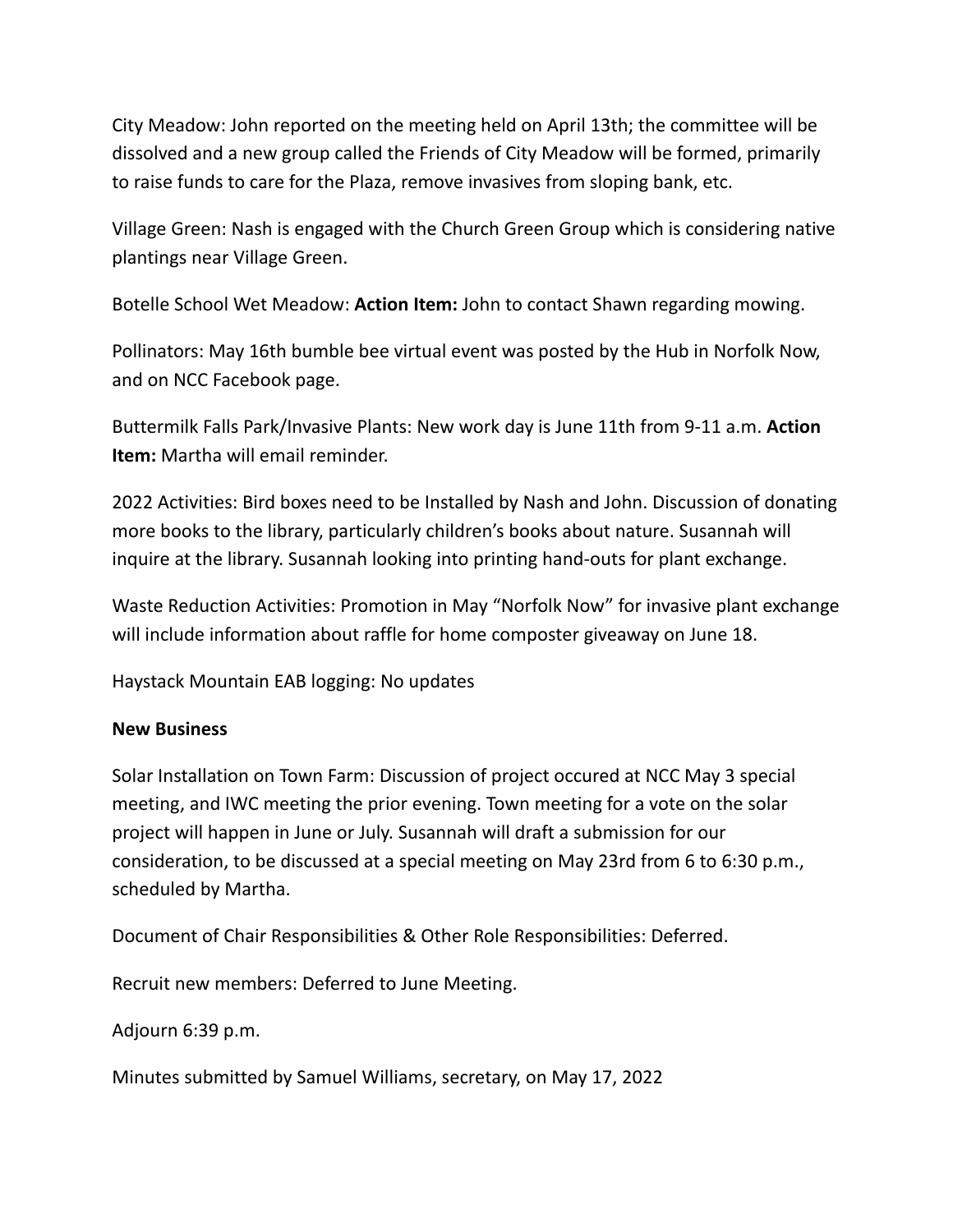City Meadow: John reported on the meeting held on April 13th; the committee will be dissolved and a new group called the Friends of City Meadow will be formed, primarily to raise funds to care for the Plaza, remove invasives from sloping bank, etc.

Village Green: Nash is engaged with the Church Green Group which is considering native plantings near Village Green.

Botelle School Wet Meadow: **Action Item:** John to contact Shawn regarding mowing.

Pollinators: May 16th bumble bee virtual event was posted by the Hub in Norfolk Now, and on NCC Facebook page.

Buttermilk Falls Park/Invasive Plants: New work day is June 11th from 9-11 a.m. **Action Item:** Martha will email reminder.

2022 Activities: Bird boxes need to be Installed by Nash and John. Discussion of donating more books to the library, particularly children's books about nature. Susannah will inquire at the library. Susannah looking into printing hand-outs for plant exchange.

Waste Reduction Activities: Promotion in May "Norfolk Now" for invasive plant exchange will include information about raffle for home composter giveaway on June 18.

Haystack Mountain EAB logging: No updates

**New Business**

Solar Installation on Town Farm: Discussion of project occured at NCC May 3 special meeting, and IWC meeting the prior evening. Town meeting for a vote on the solar project will happen in June or July. Susannah will draft a submission for our consideration, to be discussed at a special meeting on May 23rd from 6 to 6:30 p.m., scheduled by Martha.

Document of Chair Responsibilities & Other Role Responsibilities: Deferred.

Recruit new members: Deferred to June Meeting.

Adjourn 6:39 p.m.

Minutes submitted by Samuel Williams, secretary, on May 17, 2022